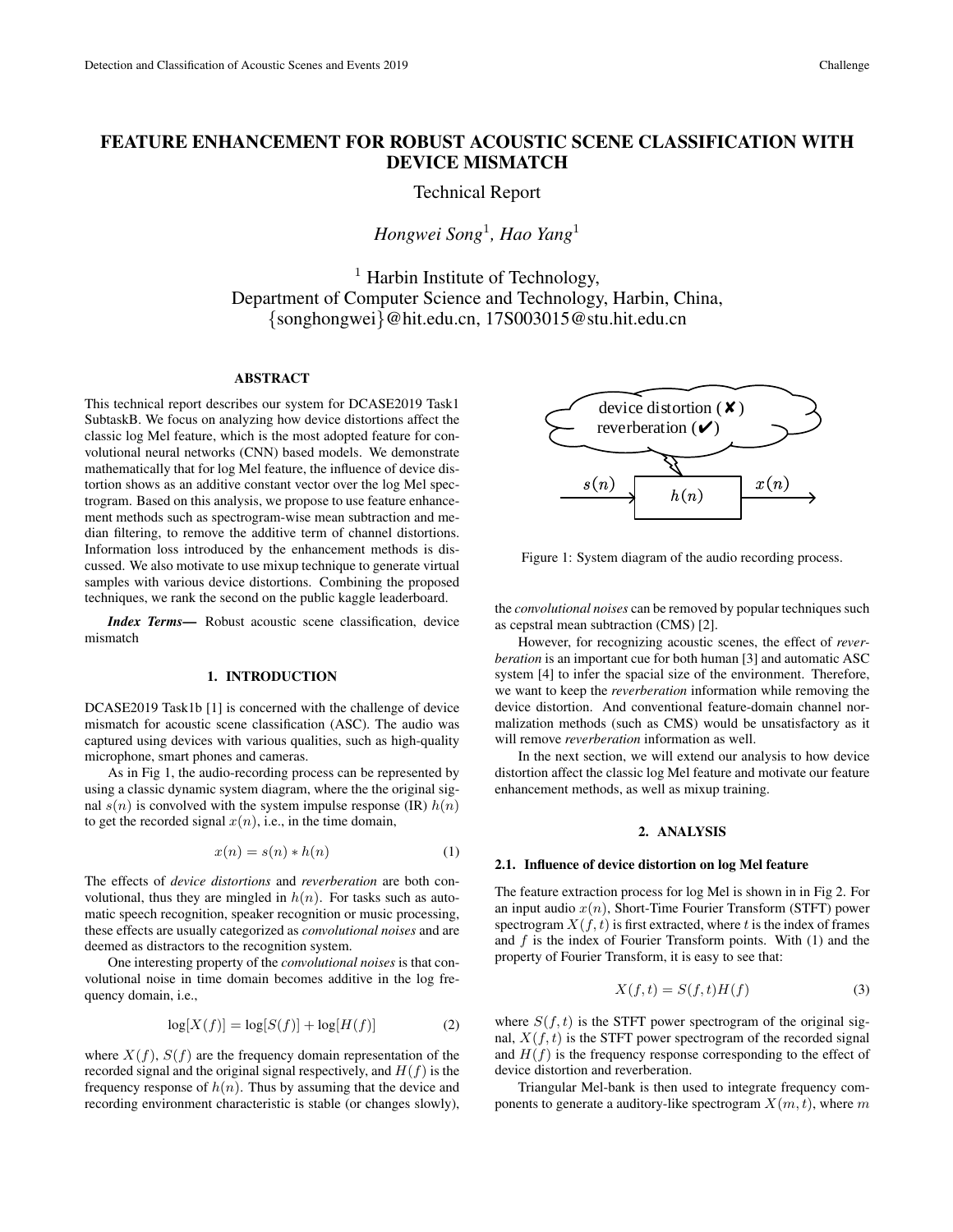# FEATURE ENHANCEMENT FOR ROBUST ACOUSTIC SCENE CLASSIFICATION WITH DEVICE MISMATCH

Technical Report

*Hongwei Song*[1], *Hao Yang*[1]

[1] Harbin Institute of Technology,
Department of Computer Science and Technology, Harbin, China,
{songhongwei}@hit.edu.cn, 17S003015@stu.hit.edu.cn

## ABSTRACT

This technical report describes our system for DCASE2019 Task1 SubtaskB. We focus on analyzing how device distortions affect the classic log Mel feature, which is the most adopted feature for convolutional neural networks (CNN) based models. We demonstrate mathematically that for log Mel feature, the influence of device distortion shows as an additive constant vector over the log Mel spectrogram. Based on this analysis, we propose to use feature enhancement methods such as spectrogram-wise mean subtraction and median filtering, to remove the additive term of channel distortions. Information loss introduced by the enhancement methods is discussed. We also motivate to use mixup technique to generate virtual samples with various device distortions. Combining the proposed techniques, we rank the second on the public kaggle leaderboard.

***Index Terms*—** Robust acoustic scene classification, device mismatch

## 1. INTRODUCTION

DCASE2019 Task1b [1] is concerned with the challenge of device mismatch for acoustic scene classification (ASC). The audio was captured using devices with various qualities, such as high-quality microphone, smart phones and cameras.

As in Fig 1, the audio-recording process can be represented by using a classic dynamic system diagram, where the the original signal $s(n)$ is convolved with the system impulse response (IR) $h(n)$ to get the recorded signal $x(n)$, i.e., in the time domain,

$$x(n) = s(n) * h(n) \tag{1}$$

The effects of *device distortions* and *reverberation* are both convolutional, thus they are mingled in $h(n)$. For tasks such as automatic speech recognition, speaker recognition or music processing, these effects are usually categorized as *convolutional noises* and are deemed as distractors to the recognition system.

One interesting property of the *convolutional noises* is that convolutional noise in time domain becomes additive in the log frequency domain, i.e.,

$$\log[X(f)] = \log[S(f)] + \log[H(f)] \tag{2}$$

where $X(f)$, $S(f)$ are the frequency domain representation of the recorded signal and the original signal respectively, and $H(f)$ is the frequency response of $h(n)$. Thus by assuming that the device and recording environment characteristic is stable (or changes slowly), the *convolutional noises* can be removed by popular techniques such as cepstral mean subtraction (CMS) [2].

device distortion (✘)
reverberation (✔)

$s(n)$ → $h(n)$ → $x(n)$

Figure 1: System diagram of the audio recording process.

However, for recognizing acoustic scenes, the effect of *reverberation* is an important cue for both human [3] and automatic ASC system [4] to infer the spacial size of the environment. Therefore, we want to keep the *reverberation* information while removing the device distortion. And conventional feature-domain channel normalization methods (such as CMS) would be unsatisfactory as it will remove *reverberation* information as well.

In the next section, we will extend our analysis to how device distortion affect the classic log Mel feature and motivate our feature enhancement methods, as well as mixup training.

## 2. ANALYSIS

### 2.1. Influence of device distortion on log Mel feature

The feature extraction process for log Mel is shown in in Fig 2. For an input audio $x(n)$, Short-Time Fourier Transform (STFT) power spectrogram $X(f, t)$ is first extracted, where $t$ is the index of frames and $f$ is the index of Fourier Transform points. With (1) and the property of Fourier Transform, it is easy to see that:

$$X(f, t) = S(f, t)H(f) \tag{3}$$

where $S(f, t)$ is the STFT power spectrogram of the original signal, $X(f, t)$ is the STFT power spectrogram of the recorded signal and $H(f)$ is the frequency response corresponding to the effect of device distortion and reverberation.

Triangular Mel-bank is then used to integrate frequency components to generate a auditory-like spectrogram $X(m, t)$, where $m$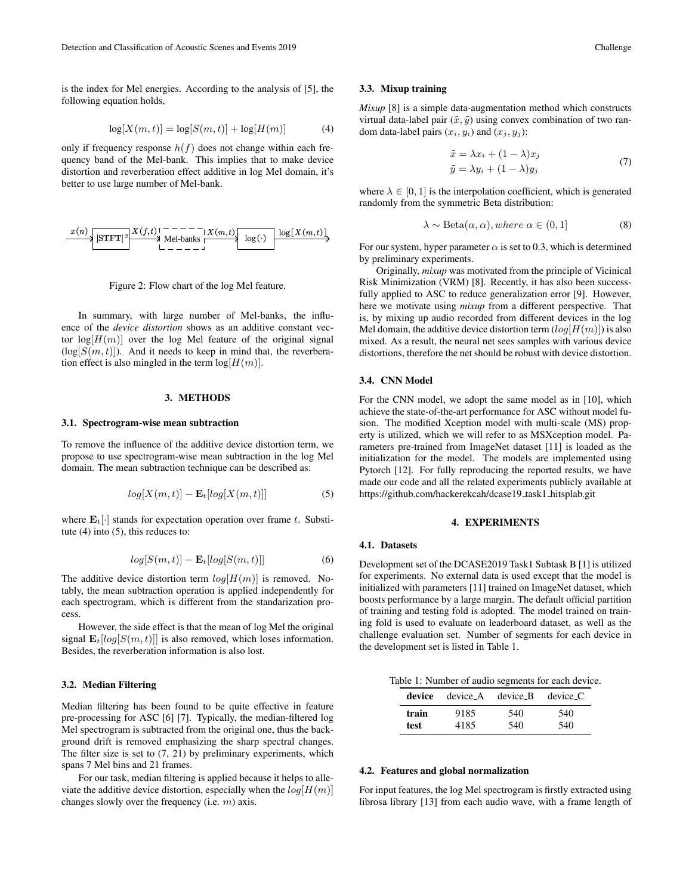is the index for Mel energies. According to the analysis of [5], the following equation holds,

$$\log[X(m,t)] = \log[S(m,t)] + \log[H(m)] \tag{4}$$

only if frequency response $h(f)$ does not change within each frequency band of the Mel-bank. This implies that to make device distortion and reverberation effect additive in log Mel domain, it's better to use large number of Mel-bank.

$x(n)$ → $|\text{STFT}|^2$ → $X(f,t)$ → Mel-banks → $X(m,t)$ → $\log(\cdot)$ → $\log[X(m,t)]$

Figure 2: Flow chart of the log Mel feature.

In summary, with large number of Mel-banks, the influence of the *device distortion* shows as an additive constant vector $\log[H(m)]$ over the log Mel feature of the original signal ($\log[S(m,t)]$). And it needs to keep in mind that, the reverberation effect is also mingled in the term $\log[H(m)]$.

## 3. METHODS

### 3.1. Spectrogram-wise mean subtraction

To remove the influence of the additive device distortion term, we propose to use spectrogram-wise mean subtraction in the log Mel domain. The mean subtraction technique can be described as:

$$log[X(m,t)] - \mathbf{E}_t[log[X(m,t)]] \tag{5}$$

where $\mathbf{E}_t[\cdot]$ stands for expectation operation over frame $t$. Substitute (4) into (5), this reduces to:

$$log[S(m,t)] - \mathbf{E}_t[log[S(m,t)]] \tag{6}$$

The additive device distortion term $log[H(m)]$ is removed. Notably, the mean subtraction operation is applied independently for each spectrogram, which is different from the standarization process.

However, the side effect is that the mean of log Mel the original signal $\mathbf{E}_t[log[S(m,t)]]$ is also removed, which loses information. Besides, the reverberation information is also lost.

### 3.2. Median Filtering

Median filtering has been found to be quite effective in feature pre-processing for ASC [6] [7]. Typically, the median-filtered log Mel spectrogram is subtracted from the original one, thus the background drift is removed emphasizing the sharp spectral changes. The filter size is set to (7, 21) by preliminary experiments, which spans 7 Mel bins and 21 frames.

For our task, median filtering is applied because it helps to alleviate the additive device distortion, especially when the $log[H(m)]$ changes slowly over the frequency (i.e. $m$) axis.

### 3.3. Mixup training

*Mixup* [8] is a simple data-augmentation method which constructs virtual data-label pair $(\tilde{x}, \tilde{y})$ using convex combination of two random data-label pairs $(x_i, y_i)$ and $(x_j, y_j)$:

$$\begin{aligned} \tilde{x} &= \lambda x_i + (1-\lambda)x_j \\ \tilde{y} &= \lambda y_i + (1-\lambda)y_j \end{aligned} \tag{7}$$

where $\lambda \in [0,1]$ is the interpolation coefficient, which is generated randomly from the symmetric Beta distribution:

$$\lambda \sim \text{Beta}(\alpha, \alpha), where\ \alpha \in (0,1] \tag{8}$$

For our system, hyper parameter $\alpha$ is set to 0.3, which is determined by preliminary experiments.

Originally, *mixup* was motivated from the principle of Vicinical Risk Minimization (VRM) [8]. Recently, it has also been successfully applied to ASC to reduce generalization error [9]. However, here we motivate using *mixup* from a different perspective. That is, by mixing up audio recorded from different devices in the log Mel domain, the additive device distortion term ($log[H(m)]$) is also mixed. As a result, the neural net sees samples with various device distortions, therefore the net should be robust with device distortion.

### 3.4. CNN Model

For the CNN model, we adopt the same model as in [10], which achieve the state-of-the-art performance for ASC without model fusion. The modified Xception model with multi-scale (MS) property is utilized, which we will refer to as MSXception model. Parameters pre-trained from ImageNet dataset [11] is loaded as the initialization for the model. The models are implemented using Pytorch [12]. For fully reproducing the reported results, we have made our code and all the related experiments publicly available at https://github.com/hackerekcah/dcase19_task1_hitsplab.git

## 4. EXPERIMENTS

### 4.1. Datasets

Development set of the DCASE2019 Task1 Subtask B [1] is utilized for experiments. No external data is used except that the model is initialized with parameters [11] trained on ImageNet dataset, which boosts performance by a large margin. The default official partition of training and testing fold is adopted. The model trained on training fold is used to evaluate on leaderboard dataset, as well as the challenge evaluation set. Number of segments for each device in the development set is listed in Table 1.

Table 1: Number of audio segments for each device.

| **device** | device_A | device_B | device_C |
|---|---|---|---|
| **train** | 9185 | 540 | 540 |
| **test** | 4185 | 540 | 540 |

### 4.2. Features and global normalization

For input features, the log Mel spectrogram is firstly extracted using librosa library [13] from each audio wave, with a frame length of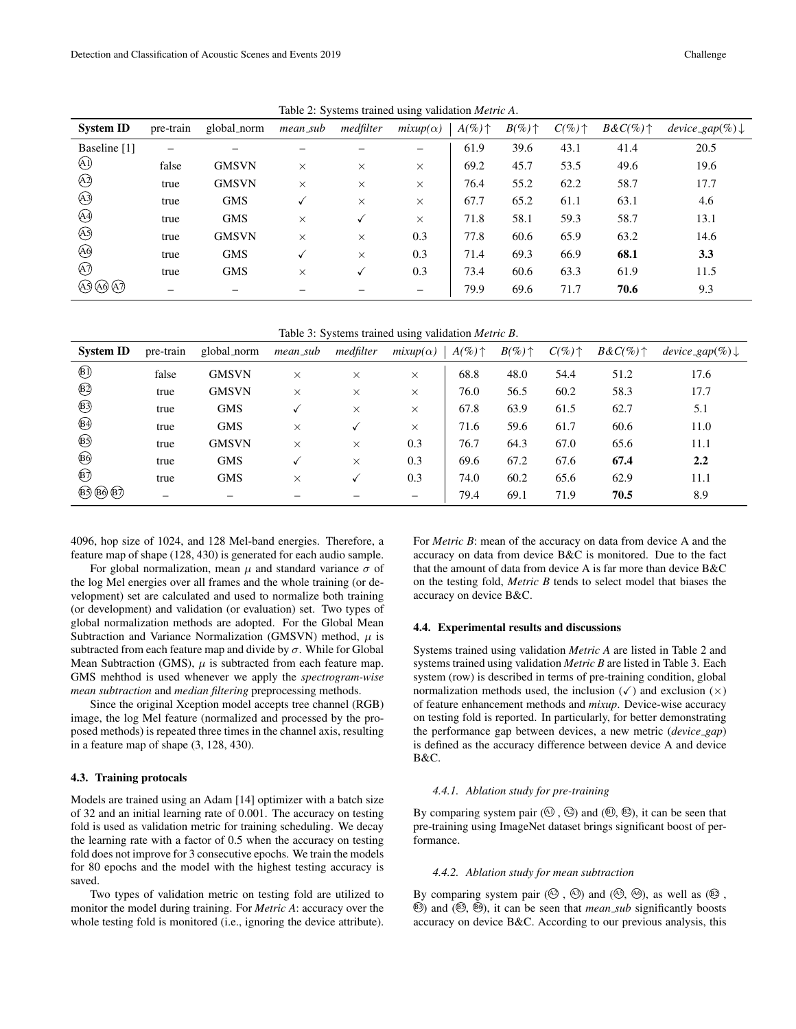Table 2: Systems trained using validation *Metric A*.

| System ID | pre-train | global_norm | *mean_sub* | *medfilter* | *mixup(α)* | *A(%)*↑ | *B(%)*↑ | *C(%)*↑ | *B&C(%)*↑ | *device_gap(%)*↓ |
|---|---|---|---|---|---|---|---|---|---|---|
| Baseline [1] | – | – | – | – | – | 61.9 | 39.6 | 43.1 | 41.4 | 20.5 |
| A1 | false | GMSVN | × | × | × | 69.2 | 45.7 | 53.5 | 49.6 | 19.6 |
| A2 | true | GMSVN | × | × | × | 76.4 | 55.2 | 62.2 | 58.7 | 17.7 |
| A3 | true | GMS | ✓ | × | × | 67.7 | 65.2 | 61.1 | 63.1 | 4.6 |
| A4 | true | GMS | × | ✓ | × | 71.8 | 58.1 | 59.3 | 58.7 | 13.1 |
| A5 | true | GMSVN | × | × | 0.3 | 77.8 | 60.6 | 65.9 | 63.2 | 14.6 |
| A6 | true | GMS | ✓ | × | 0.3 | 71.4 | 69.3 | 66.9 | **68.1** | **3.3** |
| A7 | true | GMS | × | ✓ | 0.3 | 73.4 | 60.6 | 63.3 | 61.9 | 11.5 |
| A5 A6 A7 | – | – | – | – | – | 79.9 | 69.6 | 71.7 | **70.6** | 9.3 |

Table 3: Systems trained using validation *Metric B*.

| System ID | pre-train | global_norm | *mean_sub* | *medfilter* | *mixup(α)* | *A(%)*↑ | *B(%)*↑ | *C(%)*↑ | *B&C(%)*↑ | *device_gap(%)*↓ |
|---|---|---|---|---|---|---|---|---|---|---|
| B1 | false | GMSVN | × | × | × | 68.8 | 48.0 | 54.4 | 51.2 | 17.6 |
| B2 | true | GMSVN | × | × | × | 76.0 | 56.5 | 60.2 | 58.3 | 17.7 |
| B3 | true | GMS | ✓ | × | × | 67.8 | 63.9 | 61.5 | 62.7 | 5.1 |
| B4 | true | GMS | × | ✓ | × | 71.6 | 59.6 | 61.7 | 60.6 | 11.0 |
| B5 | true | GMSVN | × | × | 0.3 | 76.7 | 64.3 | 67.0 | 65.6 | 11.1 |
| B6 | true | GMS | ✓ | × | 0.3 | 69.6 | 67.2 | 67.6 | **67.4** | **2.2** |
| B7 | true | GMS | × | ✓ | 0.3 | 74.0 | 60.2 | 65.6 | 62.9 | 11.1 |
| B5 B6 B7 | – | – | – | – | – | 79.4 | 69.1 | 71.9 | **70.5** | 8.9 |

4096, hop size of 1024, and 128 Mel-band energies. Therefore, a feature map of shape (128, 430) is generated for each audio sample.

For global normalization, mean $\mu$ and standard variance $\sigma$ of the log Mel energies over all frames and the whole training (or development) set are calculated and used to normalize both training (or development) and validation (or evaluation) set. Two types of global normalization methods are adopted. For the Global Mean Subtraction and Variance Normalization (GMSVN) method, $\mu$ is subtracted from each feature map and divide by $\sigma$. While for Global Mean Subtraction (GMS), $\mu$ is subtracted from each feature map. GMS mehthod is used whenever we apply the *spectrogram-wise mean subtraction* and *median filtering* preprocessing methods.

Since the original Xception model accepts tree channel (RGB) image, the log Mel feature (normalized and processed by the proposed methods) is repeated three times in the channel axis, resulting in a feature map of shape (3, 128, 430).

### 4.3. Training protocals

Models are trained using an Adam [14] optimizer with a batch size of 32 and an initial learning rate of 0.001. The accuracy on testing fold is used as validation metric for training scheduling. We decay the learning rate with a factor of 0.5 when the accuracy on testing fold does not improve for 3 consecutive epochs. We train the models for 80 epochs and the model with the highest testing accuracy is saved.

Two types of validation metric on testing fold are utilized to monitor the model during training. For *Metric A*: accuracy over the whole testing fold is monitored (i.e., ignoring the device attribute). For *Metric B*: mean of the accuracy on data from device A and the accuracy on data from device B&C is monitored. Due to the fact that the amount of data from device A is far more than device B&C on the testing fold, *Metric B* tends to select model that biases the accuracy on device B&C.

### 4.4. Experimental results and discussions

Systems trained using validation *Metric A* are listed in Table 2 and systems trained using validation *Metric B* are listed in Table 3. Each system (row) is described in terms of pre-training condition, global normalization methods used, the inclusion (✓) and exclusion (×) of feature enhancement methods and *mixup*. Device-wise accuracy on testing fold is reported. In particularly, for better demonstrating the performance gap between devices, a new metric (*device_gap*) is defined as the accuracy difference between device A and device B&C.

#### *4.4.1. Ablation study for pre-training*

By comparing system pair (A1, A2) and (B1, B2), it can be seen that pre-training using ImageNet dataset brings significant boost of performance.

#### *4.4.2. Ablation study for mean subtraction*

By comparing system pair (A2, A3) and (A5, A6), as well as (B2, B3) and (B5, B6), it can be seen that *mean_sub* significantly boosts accuracy on device B&C. According to our previous analysis, this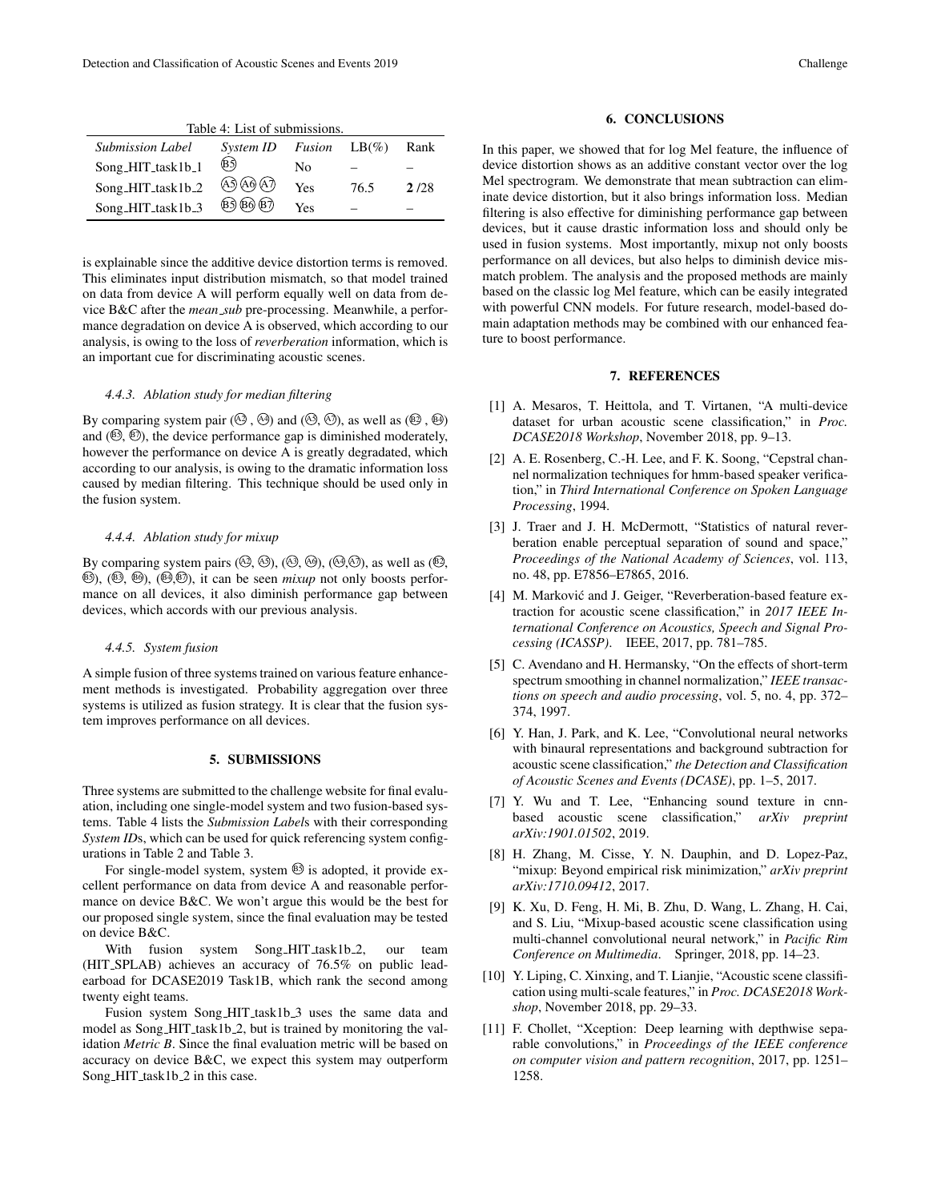Table 4: List of submissions.

| *Submission Label* | *System ID* | *Fusion* | LB(%) | Rank |
|---|---|---|---|---|
| Song_HIT_task1b_1 | Ⓑ5 | No | – | – |
| Song_HIT_task1b_2 | Ⓐ5 Ⓐ6 Ⓐ7 | Yes | 76.5 | **2** /28 |
| Song_HIT_task1b_3 | Ⓑ5 Ⓑ6 Ⓑ7 | Yes | – | – |

is explainable since the additive device distortion terms is removed. This eliminates input distribution mismatch, so that model trained on data from device A will perform equally well on data from device B&C after the *mean_sub* pre-processing. Meanwhile, a performance degradation on device A is observed, which according to our analysis, is owing to the loss of *reverberation* information, which is an important cue for discriminating acoustic scenes.

#### 4.4.3. Ablation study for median filtering

By comparing system pair (Ⓐ2 , Ⓐ4) and (Ⓐ3, Ⓐ7), as well as (Ⓑ2 , Ⓑ4) and (Ⓑ3, Ⓑ7), the device performance gap is diminished moderately, however the performance on device A is greatly degradated, which according to our analysis, is owing to the dramatic information loss caused by median filtering. This technique should be used only in the fusion system.

#### 4.4.4. Ablation study for mixup

By comparing system pairs (Ⓐ2, Ⓐ5), (Ⓐ3, Ⓐ6), (Ⓐ4,Ⓐ7), as well as (Ⓑ2, Ⓑ5), (Ⓑ3, Ⓑ6), (Ⓑ4,Ⓑ7), it can be seen *mixup* not only boosts performance on all devices, it also diminish performance gap between devices, which accords with our previous analysis.

#### 4.4.5. System fusion

A simple fusion of three systems trained on various feature enhancement methods is investigated. Probability aggregation over three systems is utilized as fusion strategy. It is clear that the fusion system improves performance on all devices.

## 5. SUBMISSIONS

Three systems are submitted to the challenge website for final evaluation, including one single-model system and two fusion-based systems. Table 4 lists the *Submission Label*s with their corresponding *System ID*s, which can be used for quick referencing system configurations in Table 2 and Table 3.

For single-model system, system Ⓑ5 is adopted, it provide excellent performance on data from device A and reasonable performance on device B&C. We won't argue this would be the best for our proposed single system, since the final evaluation may be tested on device B&C.

With fusion system Song_HIT_task1b_2, our team (HIT_SPLAB) achieves an accuracy of 76.5% on public leadearboad for DCASE2019 Task1B, which rank the second among twenty eight teams.

Fusion system Song_HIT_task1b_3 uses the same data and model as Song_HIT_task1b_2, but is trained by monitoring the validation *Metric B*. Since the final evaluation metric will be based on accuracy on device B&C, we expect this system may outperform Song_HIT_task1b_2 in this case.

## 6. CONCLUSIONS

In this paper, we showed that for log Mel feature, the influence of device distortion shows as an additive constant vector over the log Mel spectrogram. We demonstrate that mean subtraction can eliminate device distortion, but it also brings information loss. Median filtering is also effective for diminishing performance gap between devices, but it cause drastic information loss and should only be used in fusion systems. Most importantly, mixup not only boosts performance on all devices, but also helps to diminish device mismatch problem. The analysis and the proposed methods are mainly based on the classic log Mel feature, which can be easily integrated with powerful CNN models. For future research, model-based domain adaptation methods may be combined with our enhanced feature to boost performance.

## 7. REFERENCES

[1] A. Mesaros, T. Heittola, and T. Virtanen, "A multi-device dataset for urban acoustic scene classification," in *Proc. DCASE2018 Workshop*, November 2018, pp. 9–13.

[2] A. E. Rosenberg, C.-H. Lee, and F. K. Soong, "Cepstral channel normalization techniques for hmm-based speaker verification," in *Third International Conference on Spoken Language Processing*, 1994.

[3] J. Traer and J. H. McDermott, "Statistics of natural reverberation enable perceptual separation of sound and space," *Proceedings of the National Academy of Sciences*, vol. 113, no. 48, pp. E7856–E7865, 2016.

[4] M. Marković and J. Geiger, "Reverberation-based feature extraction for acoustic scene classification," in *2017 IEEE International Conference on Acoustics, Speech and Signal Processing (ICASSP)*. IEEE, 2017, pp. 781–785.

[5] C. Avendano and H. Hermansky, "On the effects of short-term spectrum smoothing in channel normalization," *IEEE transactions on speech and audio processing*, vol. 5, no. 4, pp. 372–374, 1997.

[6] Y. Han, J. Park, and K. Lee, "Convolutional neural networks with binaural representations and background subtraction for acoustic scene classification," *the Detection and Classification of Acoustic Scenes and Events (DCASE)*, pp. 1–5, 2017.

[7] Y. Wu and T. Lee, "Enhancing sound texture in cnn-based acoustic scene classification," *arXiv preprint arXiv:1901.01502*, 2019.

[8] H. Zhang, M. Cisse, Y. N. Dauphin, and D. Lopez-Paz, "mixup: Beyond empirical risk minimization," *arXiv preprint arXiv:1710.09412*, 2017.

[9] K. Xu, D. Feng, H. Mi, B. Zhu, D. Wang, L. Zhang, H. Cai, and S. Liu, "Mixup-based acoustic scene classification using multi-channel convolutional neural network," in *Pacific Rim Conference on Multimedia*. Springer, 2018, pp. 14–23.

[10] Y. Liping, C. Xinxing, and T. Lianjie, "Acoustic scene classification using multi-scale features," in *Proc. DCASE2018 Workshop*, November 2018, pp. 29–33.

[11] F. Chollet, "Xception: Deep learning with depthwise separable convolutions," in *Proceedings of the IEEE conference on computer vision and pattern recognition*, 2017, pp. 1251–1258.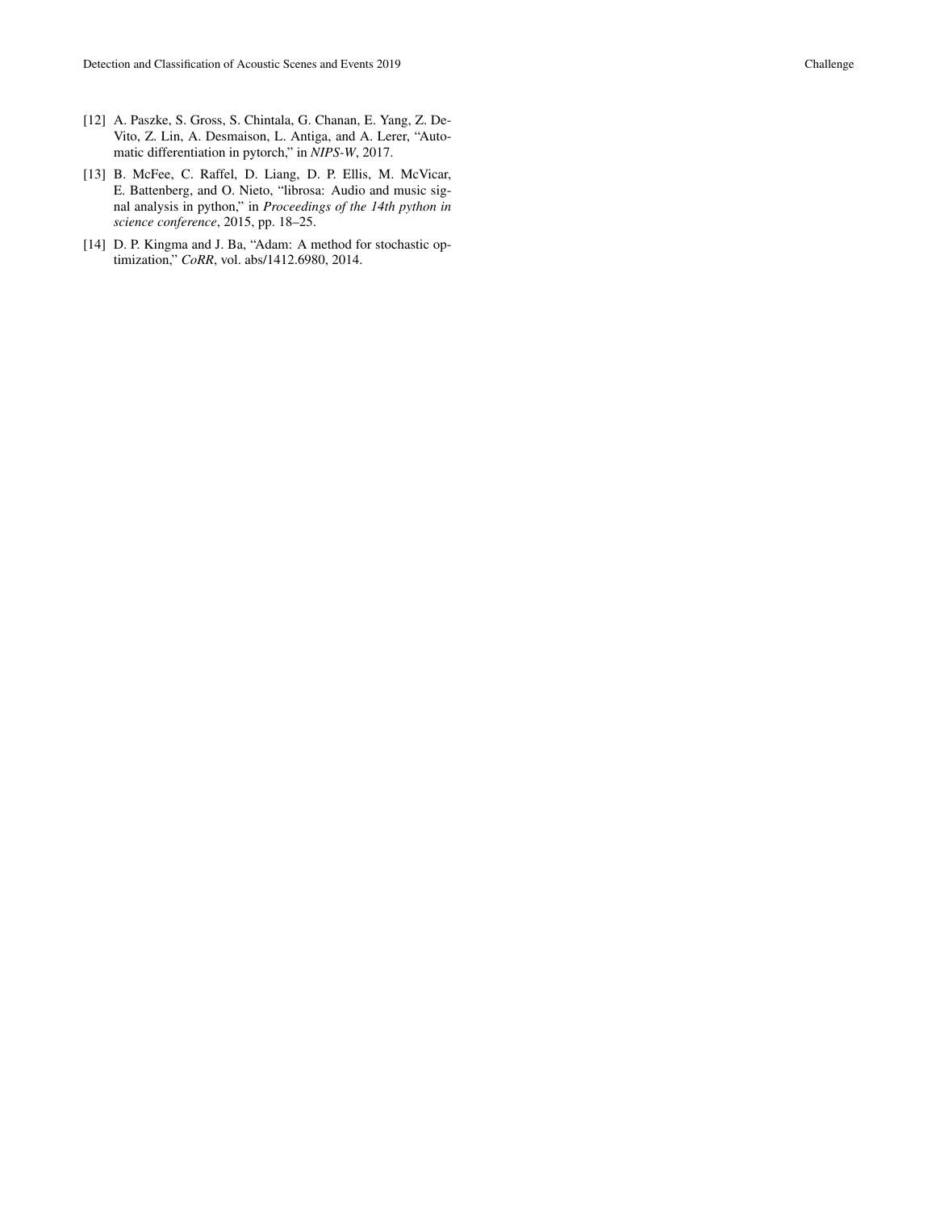[12] A. Paszke, S. Gross, S. Chintala, G. Chanan, E. Yang, Z. DeVito, Z. Lin, A. Desmaison, L. Antiga, and A. Lerer, "Automatic differentiation in pytorch," in *NIPS-W*, 2017.

[13] B. McFee, C. Raffel, D. Liang, D. P. Ellis, M. McVicar, E. Battenberg, and O. Nieto, "librosa: Audio and music signal analysis in python," in *Proceedings of the 14th python in science conference*, 2015, pp. 18–25.

[14] D. P. Kingma and J. Ba, "Adam: A method for stochastic optimization," *CoRR*, vol. abs/1412.6980, 2014.